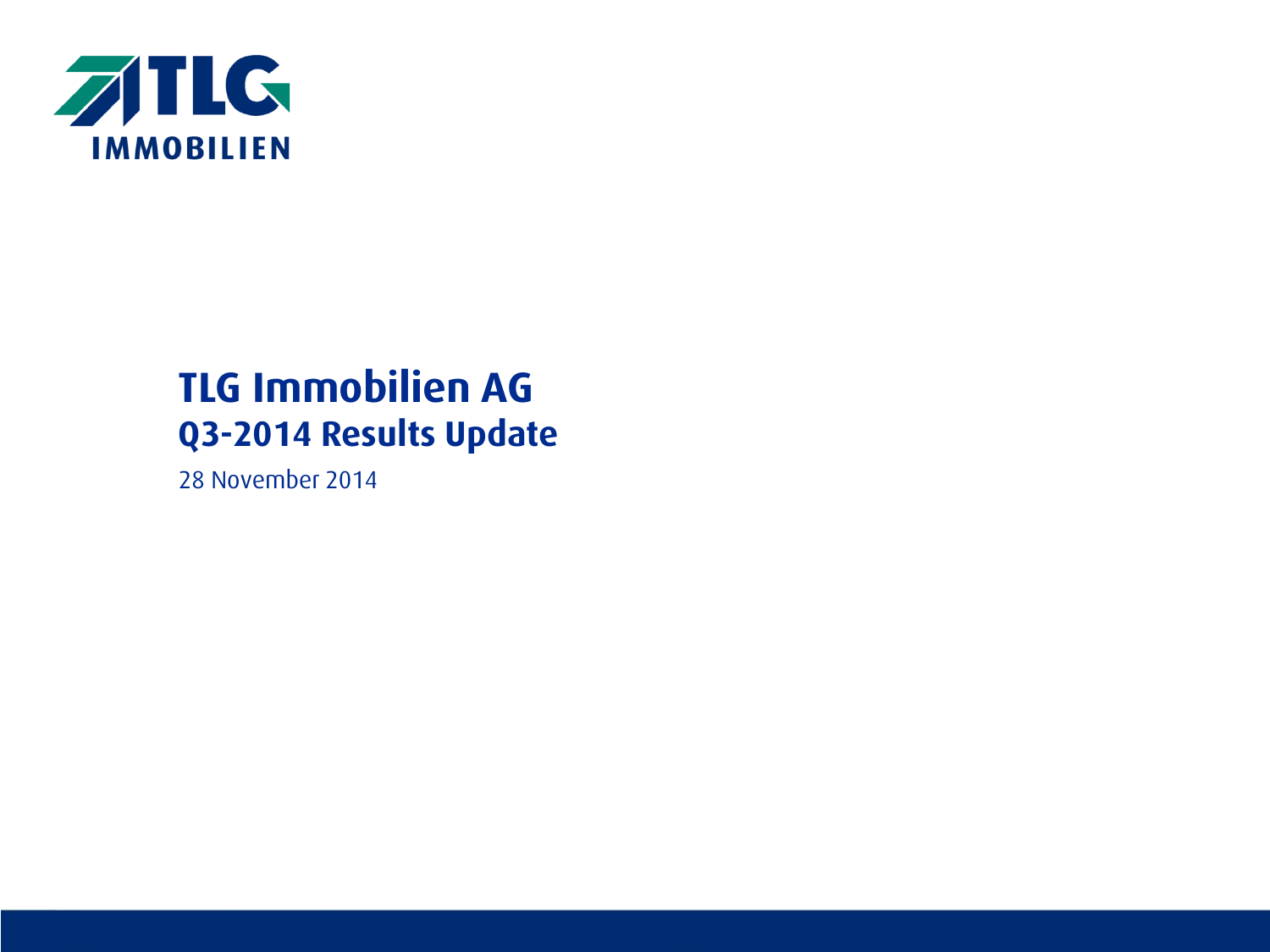TLG IMMOBILIEN

# TLG Immobilien AG
## Q3-2014 Results Update

28 November 2014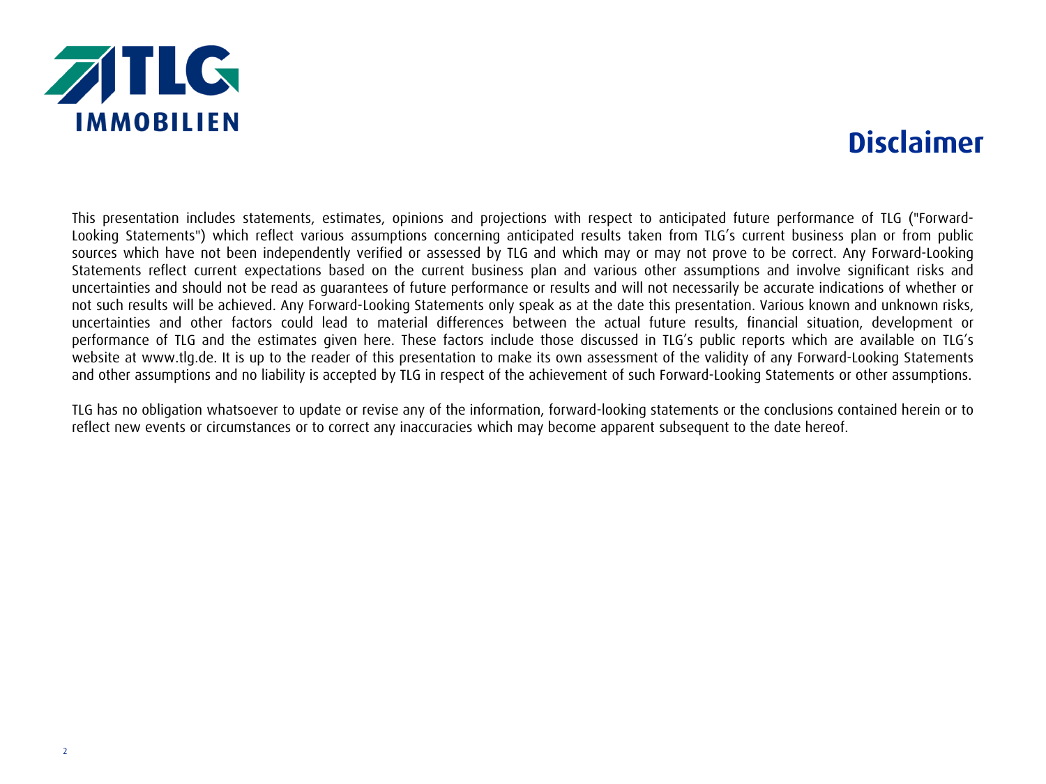# Disclaimer

This presentation includes statements, estimates, opinions and projections with respect to anticipated future performance of TLG ("Forward-Looking Statements") which reflect various assumptions concerning anticipated results taken from TLG's current business plan or from public sources which have not been independently verified or assessed by TLG and which may or may not prove to be correct. Any Forward-Looking Statements reflect current expectations based on the current business plan and various other assumptions and involve significant risks and uncertainties and should not be read as guarantees of future performance or results and will not necessarily be accurate indications of whether or not such results will be achieved. Any Forward-Looking Statements only speak as at the date this presentation. Various known and unknown risks, uncertainties and other factors could lead to material differences between the actual future results, financial situation, development or performance of TLG and the estimates given here. These factors include those discussed in TLG's public reports which are available on TLG's website at www.tlg.de. It is up to the reader of this presentation to make its own assessment of the validity of any Forward-Looking Statements and other assumptions and no liability is accepted by TLG in respect of the achievement of such Forward-Looking Statements or other assumptions.

TLG has no obligation whatsoever to update or revise any of the information, forward-looking statements or the conclusions contained herein or to reflect new events or circumstances or to correct any inaccuracies which may become apparent subsequent to the date hereof.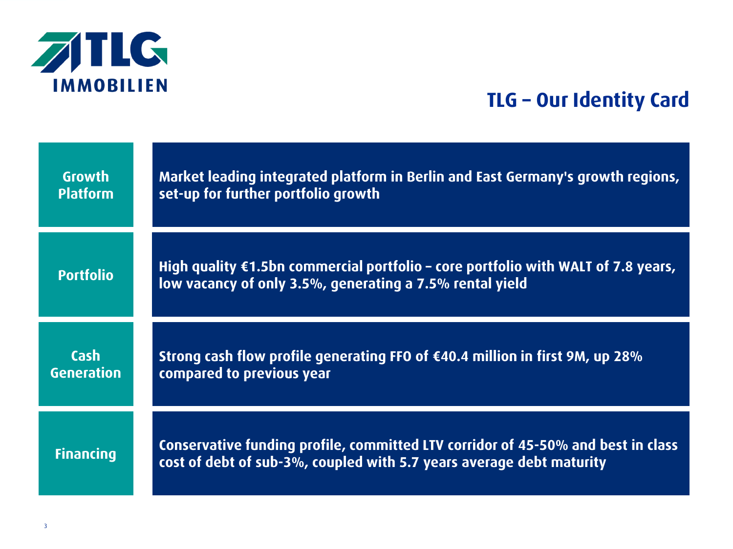TLG IMMOBILIEN

# TLG – Our Identity Card

| | |
|---|---|
| **Growth Platform** | **Market leading integrated platform in Berlin and East Germany's growth regions, set-up for further portfolio growth** |
| **Portfolio** | **High quality €1.5bn commercial portfolio – core portfolio with WALT of 7.8 years, low vacancy of only 3.5%, generating a 7.5% rental yield** |
| **Cash Generation** | **Strong cash flow profile generating FFO of €40.4 million in first 9M, up 28% compared to previous year** |
| **Financing** | **Conservative funding profile, committed LTV corridor of 45-50% and best in class cost of debt of sub-3%, coupled with 5.7 years average debt maturity** |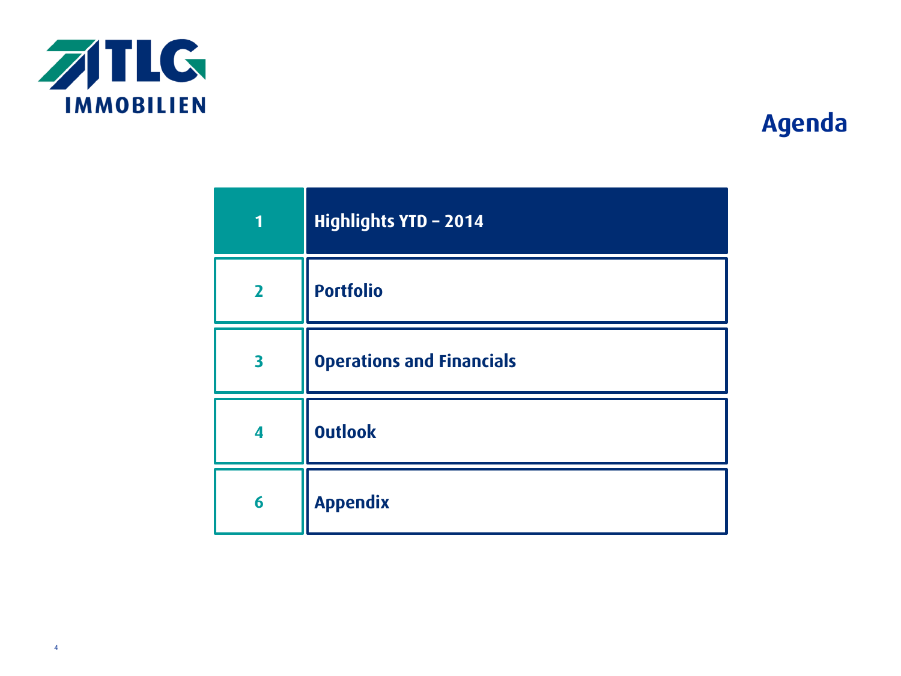TLG IMMOBILIEN

# Agenda

| | |
|---|---|
| 1 | Highlights YTD – 2014 |
| 2 | Portfolio |
| 3 | Operations and Financials |
| 4 | Outlook |
| 6 | Appendix |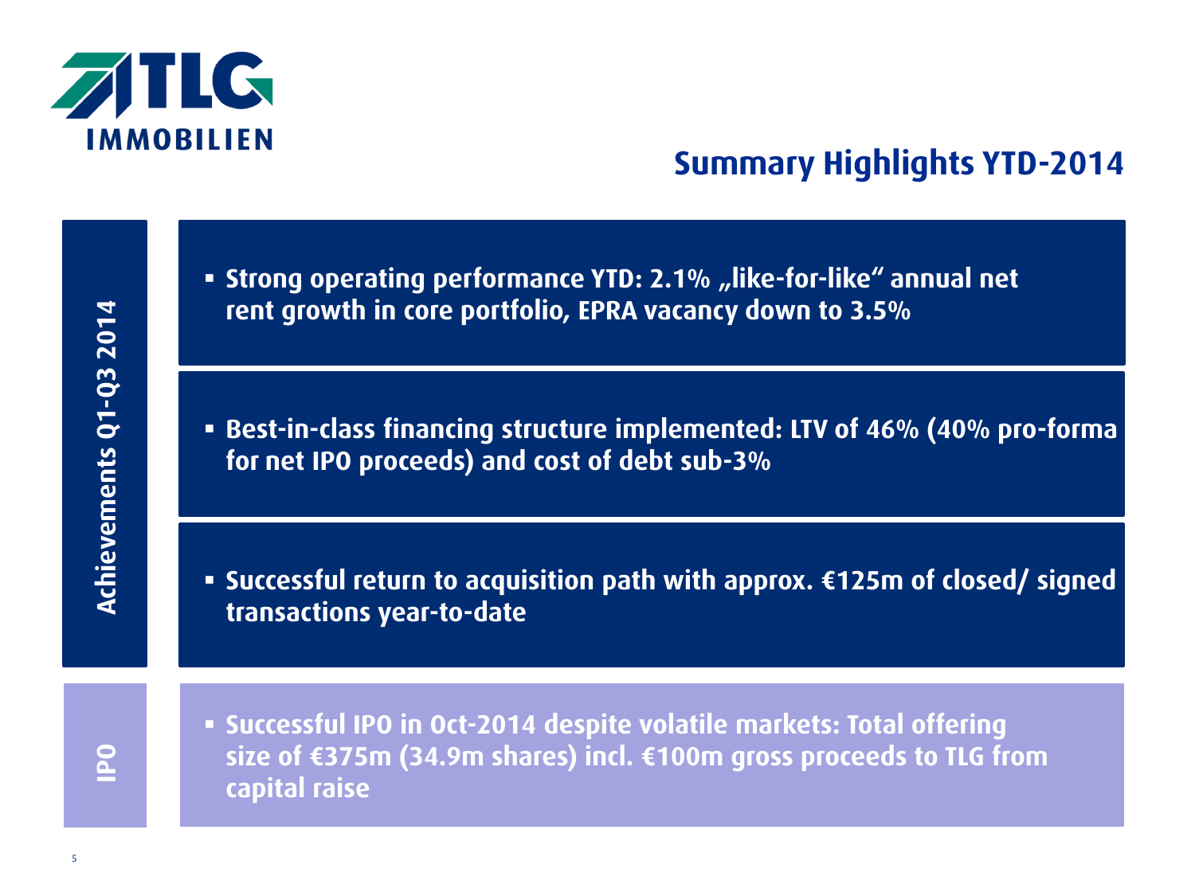TLG IMMOBILIEN

# Summary Highlights YTD-2014

## Achievements Q1-Q3 2014

- **Strong operating performance YTD: 2.1% „like-for-like“ annual net rent growth in core portfolio, EPRA vacancy down to 3.5%**
- **Best-in-class financing structure implemented: LTV of 46% (40% pro-forma for net IPO proceeds) and cost of debt sub-3%**
- **Successful return to acquisition path with approx. €125m of closed/ signed transactions year-to-date**

## IPO

- **Successful IPO in Oct-2014 despite volatile markets: Total offering size of €375m (34.9m shares) incl. €100m gross proceeds to TLG from capital raise**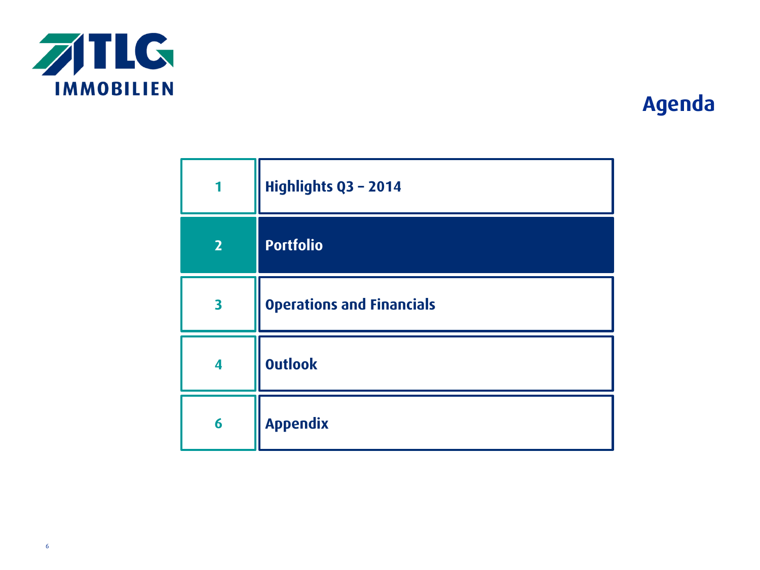# Agenda

| | |
|---|---|
| 1 | Highlights Q3 – 2014 |
| 2 | **Portfolio** |
| 3 | Operations and Financials |
| 4 | Outlook |
| 6 | Appendix |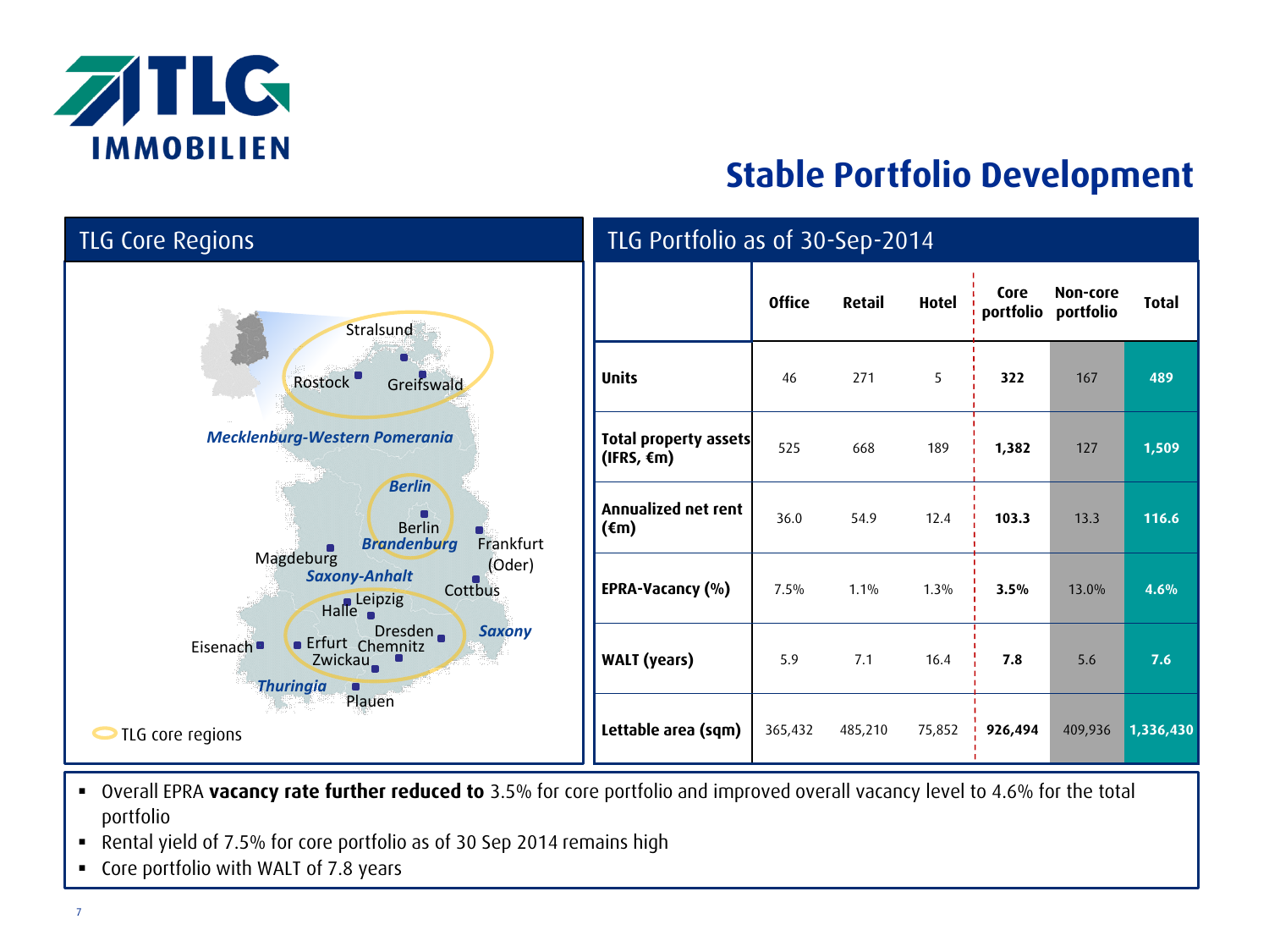TLG IMMOBILIEN

# Stable Portfolio Development

## TLG Core Regions

Stralsund, Rostock, Greifswald — *Mecklenburg-Western Pomerania*

*Berlin* — Berlin, *Brandenburg*, Frankfurt (Oder), Cottbus

Magdeburg, *Saxony-Anhalt*, Halle, Leipzig

Eisenach, Erfurt, *Thuringia*

Dresden, Chemnitz, Zwickau, Plauen, *Saxony*

TLG core regions

## TLG Portfolio as of 30-Sep-2014

| | Office | Retail | Hotel | Core portfolio | Non-core portfolio | Total |
|---|---|---|---|---|---|---|
| **Units** | 46 | 271 | 5 | **322** | 167 | **489** |
| **Total property assets (IFRS, €m)** | 525 | 668 | 189 | **1,382** | 127 | **1,509** |
| **Annualized net rent (€m)** | 36.0 | 54.9 | 12.4 | **103.3** | 13.3 | **116.6** |
| **EPRA-Vacancy (%)** | 7.5% | 1.1% | 1.3% | **3.5%** | 13.0% | **4.6%** |
| **WALT (years)** | 5.9 | 7.1 | 16.4 | **7.8** | 5.6 | **7.6** |
| **Lettable area (sqm)** | 365,432 | 485,210 | 75,852 | **926,494** | 409,936 | **1,336,430** |

- Overall EPRA **vacancy rate further reduced to** 3.5% for core portfolio and improved overall vacancy level to 4.6% for the total portfolio
- Rental yield of 7.5% for core portfolio as of 30 Sep 2014 remains high
- Core portfolio with WALT of 7.8 years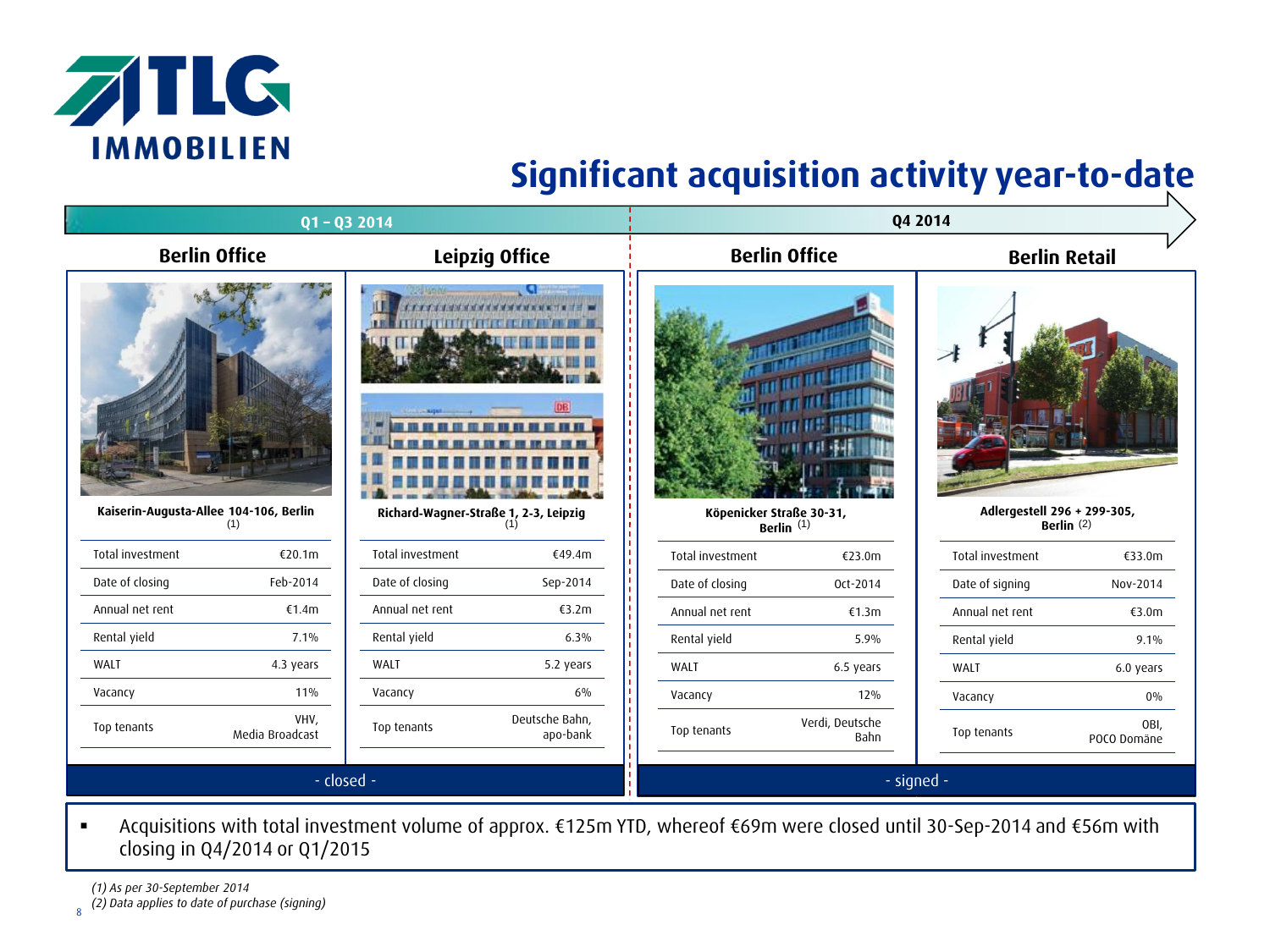# Significant acquisition activity year-to-date

## Q1 – Q3 2014 (closed)

### Berlin Office

**Kaiserin-Augusta-Allee 104-106, Berlin** (1)

| | |
|---|---|
| Total investment | €20.1m |
| Date of closing | Feb-2014 |
| Annual net rent | €1.4m |
| Rental yield | 7.1% |
| WALT | 4.3 years |
| Vacancy | 11% |
| Top tenants | VHV, Media Broadcast |

### Leipzig Office

**Richard-Wagner-Straße 1, 2-3, Leipzig** (1)

| | |
|---|---|
| Total investment | €49.4m |
| Date of closing | Sep-2014 |
| Annual net rent | €3.2m |
| Rental yield | 6.3% |
| WALT | 5.2 years |
| Vacancy | 6% |
| Top tenants | Deutsche Bahn, apo-bank |

- closed -

## Q4 2014 (signed)

### Berlin Office

**Köpenicker Straße 30-31, Berlin** (1)

| | |
|---|---|
| Total investment | €23.0m |
| Date of closing | Oct-2014 |
| Annual net rent | €1.3m |
| Rental yield | 5.9% |
| WALT | 6.5 years |
| Vacancy | 12% |
| Top tenants | Verdi, Deutsche Bahn |

### Berlin Retail

**Adlergestell 296 + 299-305, Berlin** (2)

| | |
|---|---|
| Total investment | €33.0m |
| Date of signing | Nov-2014 |
| Annual net rent | €3.0m |
| Rental yield | 9.1% |
| WALT | 6.0 years |
| Vacancy | 0% |
| Top tenants | OBI, POCO Domäne |

- signed -

- Acquisitions with total investment volume of approx. €125m YTD, whereof €69m were closed until 30-Sep-2014 and €56m with closing in Q4/2014 or Q1/2015

*(1) As per 30-September 2014*
*(2) Data applies to date of purchase (signing)*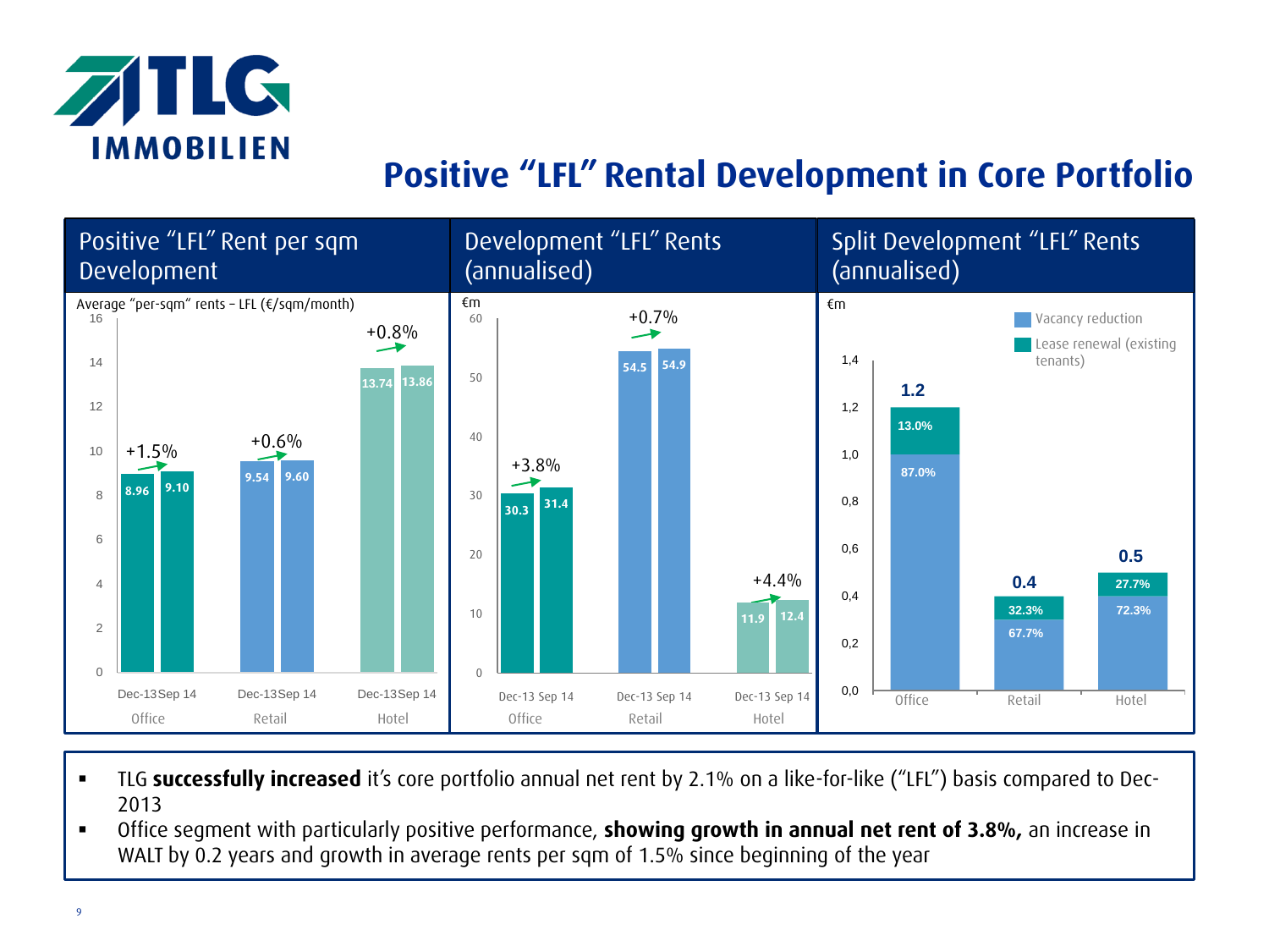# Positive "LFL" Rental Development in Core Portfolio

## Positive "LFL" Rent per sqm Development

Average "per-sqm" rents – LFL (€/sqm/month)

| Segment | Dec-13 | Sep 14 | Change |
|---|---|---|---|
| Office | 8.96 | 9.10 | +1.5% |
| Retail | 9.54 | 9.60 | +0.6% |
| Hotel | 13.74 | 13.86 | +0.8% |

## Development "LFL" Rents (annualised)

€m

| Segment | Dec-13 | Sep 14 | Change |
|---|---|---|---|
| Office | 30.3 | 31.4 | +3.8% |
| Retail | 54.5 | 54.9 | +0.7% |
| Hotel | 11.9 | 12.4 | +4.4% |

## Split Development "LFL" Rents (annualised)

€m

| Segment | Total | Vacancy reduction | Lease renewal (existing tenants) |
|---|---|---|---|
| Office | 1.2 | 87.0% | 13.0% |
| Retail | 0.4 | 67.7% | 32.3% |
| Hotel | 0.5 | 72.3% | 27.7% |

- TLG **successfully increased** it's core portfolio annual net rent by 2.1% on a like-for-like ("LFL") basis compared to Dec-2013
- Office segment with particularly positive performance, **showing growth in annual net rent of 3.8%,** an increase in WALT by 0.2 years and growth in average rents per sqm of 1.5% since beginning of the year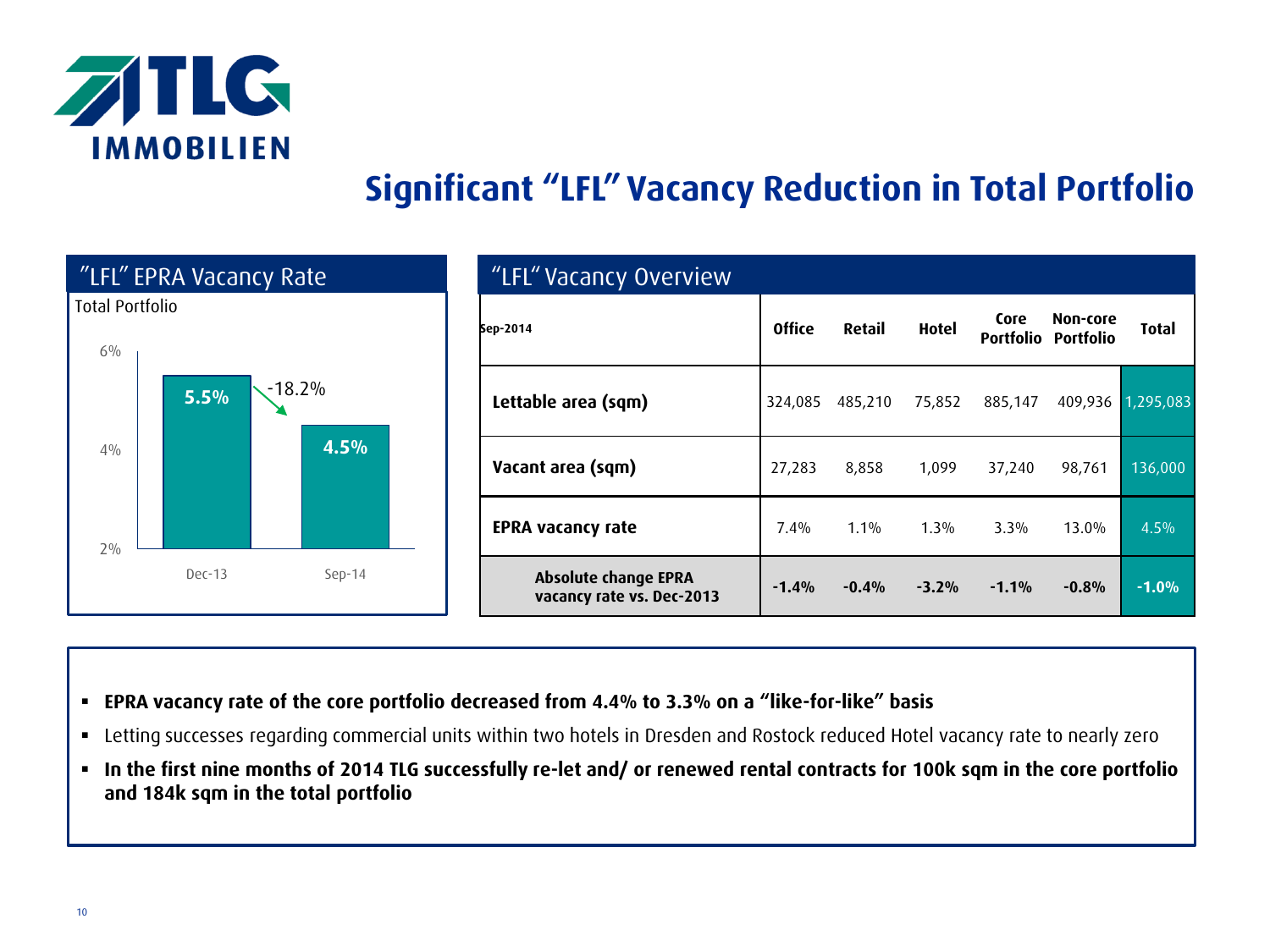TLG IMMOBILIEN

# Significant "LFL" Vacancy Reduction in Total Portfolio

## "LFL" EPRA Vacancy Rate

Total Portfolio

| | Dec-13 | Sep-14 |
|---|---|---|
| EPRA Vacancy Rate | 5.5% | 4.5% |

Change: -18.2%

## "LFL" Vacancy Overview

| Sep-2014 | Office | Retail | Hotel | Core Portfolio | Non-core Portfolio | Total |
|---|---|---|---|---|---|---|
| **Lettable area (sqm)** | 324,085 | 485,210 | 75,852 | 885,147 | 409,936 | 1,295,083 |
| **Vacant area (sqm)** | 27,283 | 8,858 | 1,099 | 37,240 | 98,761 | 136,000 |
| **EPRA vacancy rate** | 7.4% | 1.1% | 1.3% | 3.3% | 13.0% | 4.5% |
| **Absolute change EPRA vacancy rate vs. Dec-2013** | **-1.4%** | **-0.4%** | **-3.2%** | **-1.1%** | **-0.8%** | **-1.0%** |

- **EPRA vacancy rate of the core portfolio decreased from 4.4% to 3.3% on a "like-for-like" basis**
- Letting successes regarding commercial units within two hotels in Dresden and Rostock reduced Hotel vacancy rate to nearly zero
- **In the first nine months of 2014 TLG successfully re-let and/ or renewed rental contracts for 100k sqm in the core portfolio and 184k sqm in the total portfolio**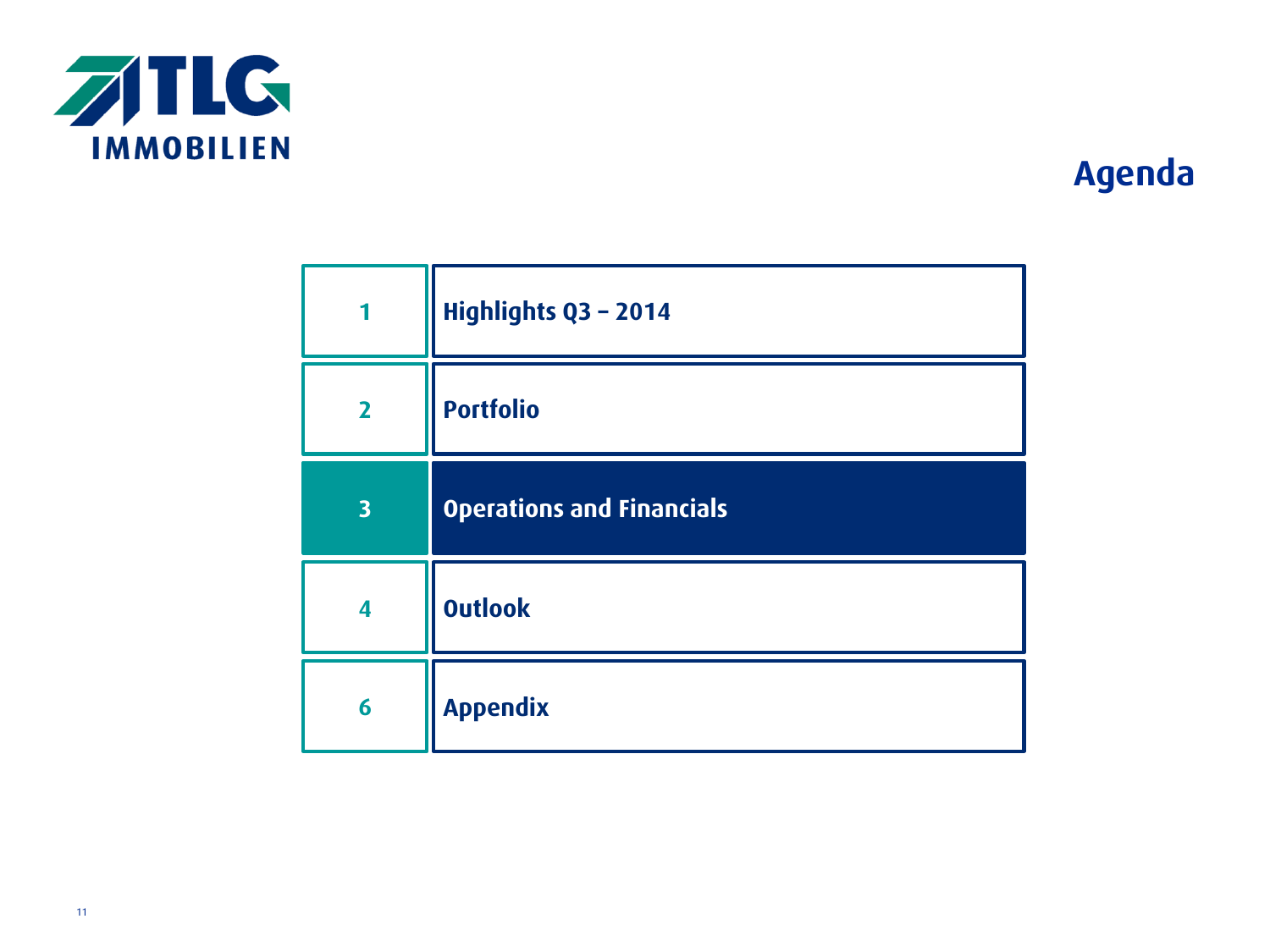# Agenda

| | |
|---|---|
| 1 | Highlights Q3 – 2014 |
| 2 | Portfolio |
| **3** | **Operations and Financials** |
| 4 | Outlook |
| 6 | Appendix |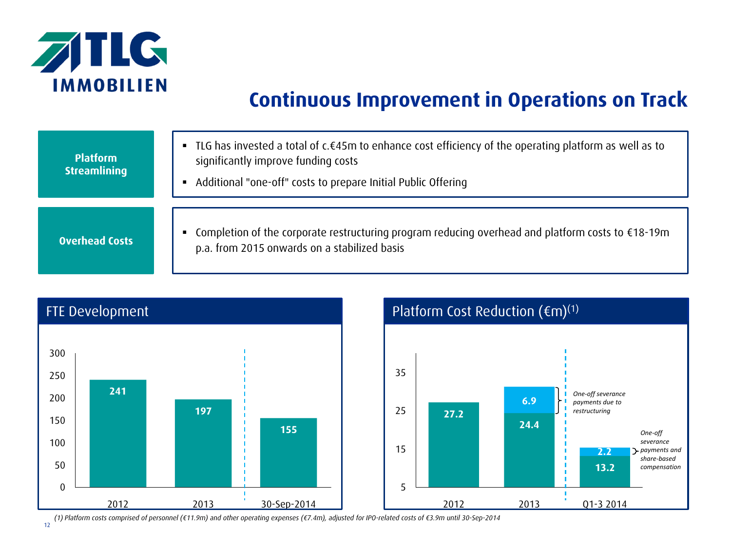# Continuous Improvement in Operations on Track

| | |
|---|---|
| **Platform Streamlining** | ▪ TLG has invested a total of c.€45m to enhance cost efficiency of the operating platform as well as to significantly improve funding costs<br>▪ Additional "one-off" costs to prepare Initial Public Offering |
| **Overhead Costs** | ▪ Completion of the corporate restructuring program reducing overhead and platform costs to €18-19m p.a. from 2015 onwards on a stabilized basis |

## FTE Development

| | 2012 | 2013 | 30-Sep-2014 |
|---|---|---|---|
| FTE | 241 | 197 | 155 |

## Platform Cost Reduction (€m)(1)

| | 2012 | 2013 | Q1-3 2014 |
|---|---|---|---|
| Platform costs | 27.2 | 24.4 | 13.2 |
| One-off | | 6.9 | 2.2 |

*One-off severance payments due to restructuring* (2013)

*One-off severance payments and share-based compensation* (Q1-3 2014)

*(1) Platform costs comprised of personnel (€11.9m) and other operating expenses (€7.4m), adjusted for IPO-related costs of €3.9m until 30-Sep-2014*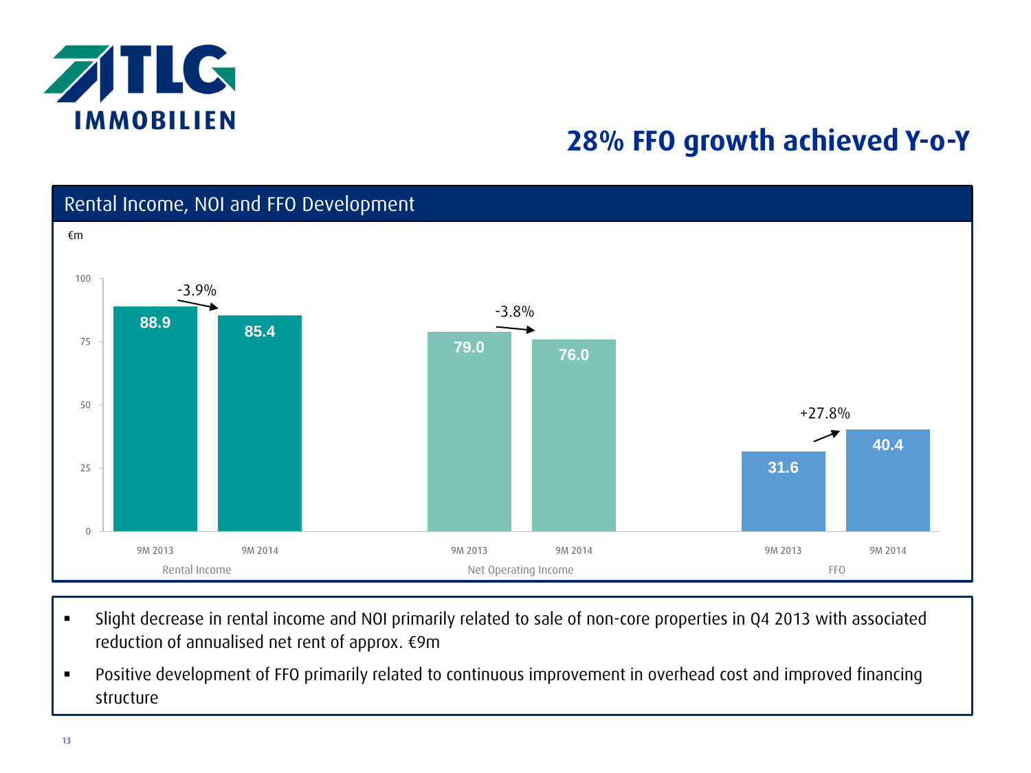# 28% FFO growth achieved Y-o-Y

## Rental Income, NOI and FFO Development

€m

| | 9M 2013 | 9M 2014 | Change |
|---|---|---|---|
| Rental Income | 88.9 | 85.4 | -3.9% |
| Net Operating Income | 79.0 | 76.0 | -3.8% |
| FFO | 31.6 | 40.4 | +27.8% |

- Slight decrease in rental income and NOI primarily related to sale of non-core properties in Q4 2013 with associated reduction of annualised net rent of approx. €9m
- Positive development of FFO primarily related to continuous improvement in overhead cost and improved financing structure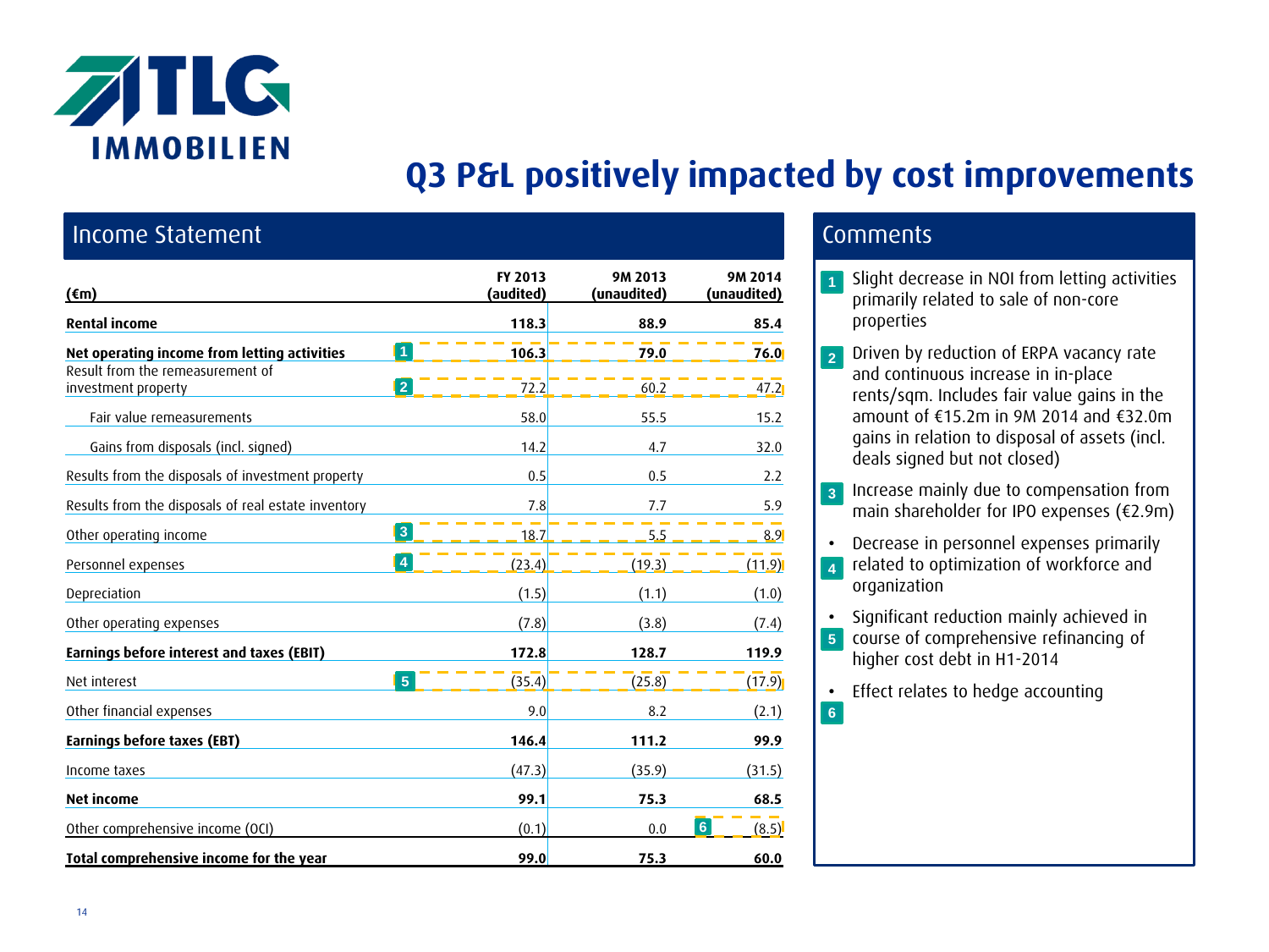# Q3 P&L positively impacted by cost improvements

## Income Statement

| (€m) | | FY 2013 (audited) | 9M 2013 (unaudited) | 9M 2014 (unaudited) |
|---|---|---|---|---|
| **Rental income** | | **118.3** | **88.9** | **85.4** |
| **Net operating income from letting activities** | 1 | **106.3** | **79.0** | **76.0** |
| Result from the remeasurement of investment property | 2 | 72.2 | 60.2 | 47.2 |
| Fair value remeasurements | | 58.0 | 55.5 | 15.2 |
| Gains from disposals (incl. signed) | | 14.2 | 4.7 | 32.0 |
| Results from the disposals of investment property | | 0.5 | 0.5 | 2.2 |
| Results from the disposals of real estate inventory | | 7.8 | 7.7 | 5.9 |
| Other operating income | 3 | 18.7 | 5.5 | 8.9 |
| Personnel expenses | 4 | (23.4) | (19.3) | (11.9) |
| Depreciation | | (1.5) | (1.1) | (1.0) |
| Other operating expenses | | (7.8) | (3.8) | (7.4) |
| **Earnings before interest and taxes (EBIT)** | | **172.8** | **128.7** | **119.9** |
| Net interest | 5 | (35.4) | (25.8) | (17.9) |
| Other financial expenses | | 9.0 | 8.2 | (2.1) |
| **Earnings before taxes (EBT)** | | **146.4** | **111.2** | **99.9** |
| Income taxes | | (47.3) | (35.9) | (31.5) |
| **Net income** | | **99.1** | **75.3** | **68.5** |
| Other comprehensive income (OCI) | 6 | (0.1) | 0.0 | (8.5) |
| **Total comprehensive income for the year** | | **99.0** | **75.3** | **60.0** |

## Comments

1. Slight decrease in NOI from letting activities primarily related to sale of non-core properties
2. Driven by reduction of ERPA vacancy rate and continuous increase in in-place rents/sqm. Includes fair value gains in the amount of €15.2m in 9M 2014 and €32.0m gains in relation to disposal of assets (incl. deals signed but not closed)
3. Increase mainly due to compensation from main shareholder for IPO expenses (€2.9m)
4. Decrease in personnel expenses primarily related to optimization of workforce and organization
5. Significant reduction mainly achieved in course of comprehensive refinancing of higher cost debt in H1-2014
6. Effect relates to hedge accounting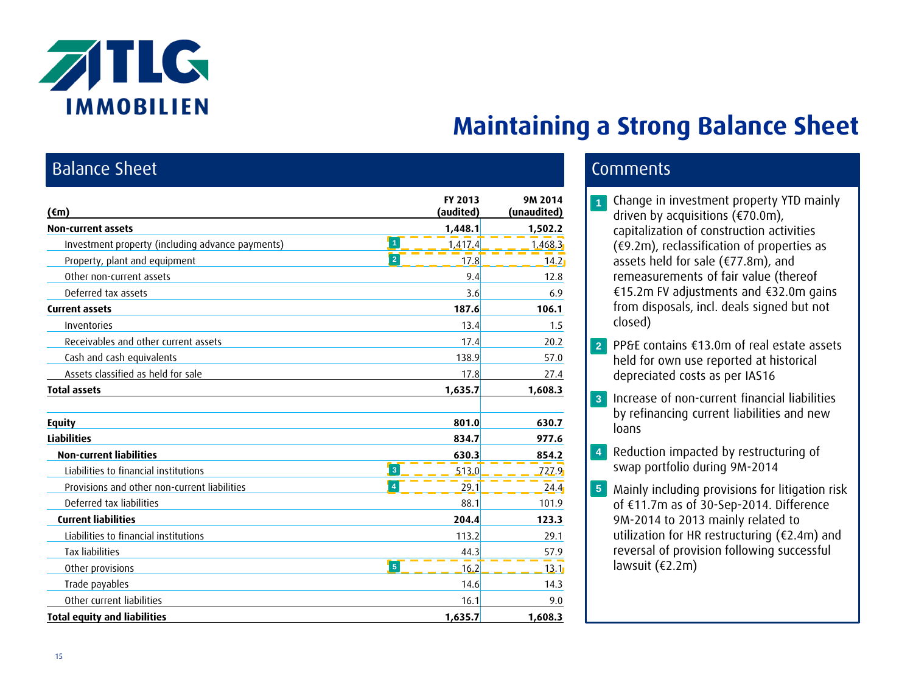# Maintaining a Strong Balance Sheet

## Balance Sheet

| (€m) | | FY 2013 (audited) | 9M 2014 (unaudited) |
|---|---|---|---|
| **Non-current assets** | | **1,448.1** | **1,502.2** |
| Investment property (including advance payments) | 1 | 1,417.4 | 1,468.3 |
| Property, plant and equipment | 2 | 17.8 | 14.2 |
| Other non-current assets | | 9.4 | 12.8 |
| Deferred tax assets | | 3.6 | 6.9 |
| **Current assets** | | **187.6** | **106.1** |
| Inventories | | 13.4 | 1.5 |
| Receivables and other current assets | | 17.4 | 20.2 |
| Cash and cash equivalents | | 138.9 | 57.0 |
| Assets classified as held for sale | | 17.8 | 27.4 |
| **Total assets** | | **1,635.7** | **1,608.3** |
| | | | |
| **Equity** | | **801.0** | **630.7** |
| **Liabilities** | | **834.7** | **977.6** |
| **Non-current liabilities** | | **630.3** | **854.2** |
| Liabilities to financial institutions | 3 | 513.0 | 727.9 |
| Provisions and other non-current liabilities | 4 | 29.1 | 24.4 |
| Deferred tax liabilities | | 88.1 | 101.9 |
| **Current liabilities** | | **204.4** | **123.3** |
| Liabilities to financial institutions | | 113.2 | 29.1 |
| Tax liabilities | | 44.3 | 57.9 |
| Other provisions | 5 | 16.2 | 13.1 |
| Trade payables | | 14.6 | 14.3 |
| Other current liabilities | | 16.1 | 9.0 |
| **Total equity and liabilities** | | **1,635.7** | **1,608.3** |

## Comments

1. Change in investment property YTD mainly driven by acquisitions (€70.0m), capitalization of construction activities (€9.2m), reclassification of properties as assets held for sale (€77.8m), and remeasurements of fair value (thereof €15.2m FV adjustments and €32.0m gains from disposals, incl. deals signed but not closed)
2. PP&E contains €13.0m of real estate assets held for own use reported at historical depreciated costs as per IAS16
3. Increase of non-current financial liabilities by refinancing current liabilities and new loans
4. Reduction impacted by restructuring of swap portfolio during 9M-2014
5. Mainly including provisions for litigation risk of €11.7m as of 30-Sep-2014. Difference 9M-2014 to 2013 mainly related to utilization for HR restructuring (€2.4m) and reversal of provision following successful lawsuit (€2.2m)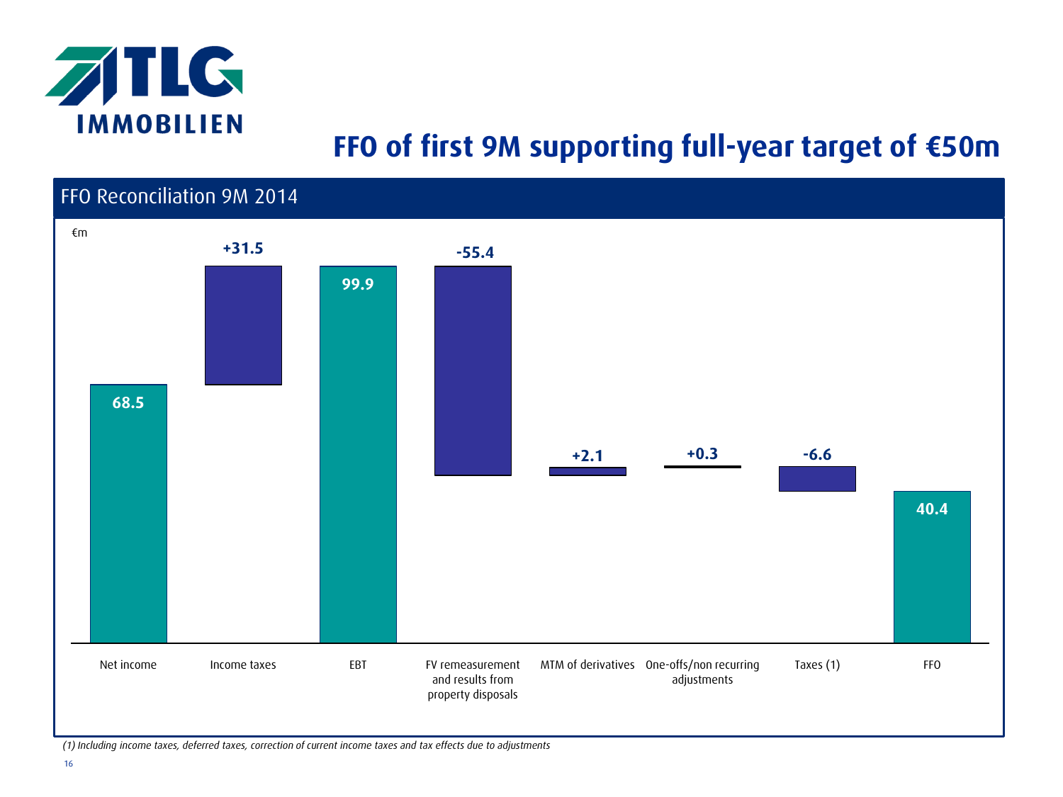# FFO of first 9M supporting full-year target of €50m

## FFO Reconciliation 9M 2014

€m

| | €m |
|---|---|
| Net income | 68.5 |
| Income taxes | +31.5 |
| EBT | 99.9 |
| FV remeasurement and results from property disposals | -55.4 |
| MTM of derivatives | +2.1 |
| One-offs/non recurring adjustments | +0.3 |
| Taxes (1) | -6.6 |
| FFO | 40.4 |

*(1) Including income taxes, deferred taxes, correction of current income taxes and tax effects due to adjustments*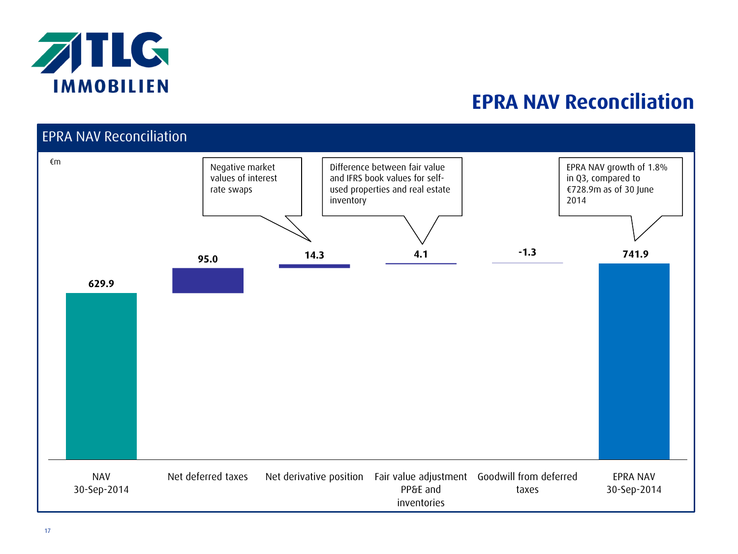# EPRA NAV Reconciliation

## EPRA NAV Reconciliation

€m

| | NAV 30-Sep-2014 | Net deferred taxes | Net derivative position | Fair value adjustment PP&E and inventories | Goodwill from deferred taxes | EPRA NAV 30-Sep-2014 |
|---|---|---|---|---|---|---|
| €m | 629.9 | 95.0 | 14.3 | 4.1 | -1.3 | 741.9 |

- Net derivative position: Negative market values of interest rate swaps
- Fair value adjustment PP&E and inventories: Difference between fair value and IFRS book values for self-used properties and real estate inventory
- EPRA NAV 30-Sep-2014: EPRA NAV growth of 1.8% in Q3, compared to €728.9m as of 30 June 2014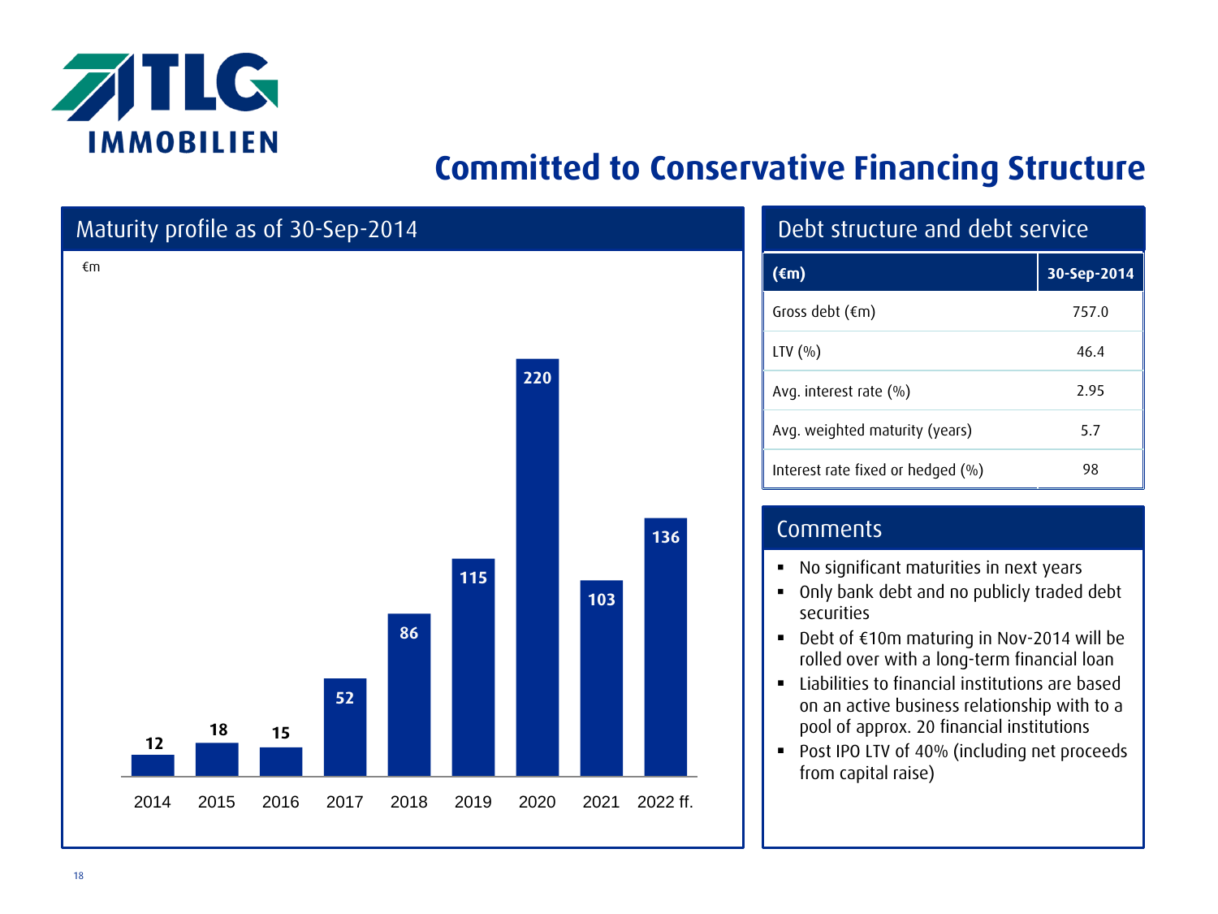# Committed to Conservative Financing Structure

## Maturity profile as of 30-Sep-2014

€m

| Year | €m |
|---|---|
| 2014 | 12 |
| 2015 | 18 |
| 2016 | 15 |
| 2017 | 52 |
| 2018 | 86 |
| 2019 | 115 |
| 2020 | 220 |
| 2021 | 103 |
| 2022 ff. | 136 |

## Debt structure and debt service

| (€m) | 30-Sep-2014 |
|---|---|
| Gross debt (€m) | 757.0 |
| LTV (%) | 46.4 |
| Avg. interest rate (%) | 2.95 |
| Avg. weighted maturity (years) | 5.7 |
| Interest rate fixed or hedged (%) | 98 |

## Comments

- No significant maturities in next years
- Only bank debt and no publicly traded debt securities
- Debt of €10m maturing in Nov-2014 will be rolled over with a long-term financial loan
- Liabilities to financial institutions are based on an active business relationship with to a pool of approx. 20 financial institutions
- Post IPO LTV of 40% (including net proceeds from capital raise)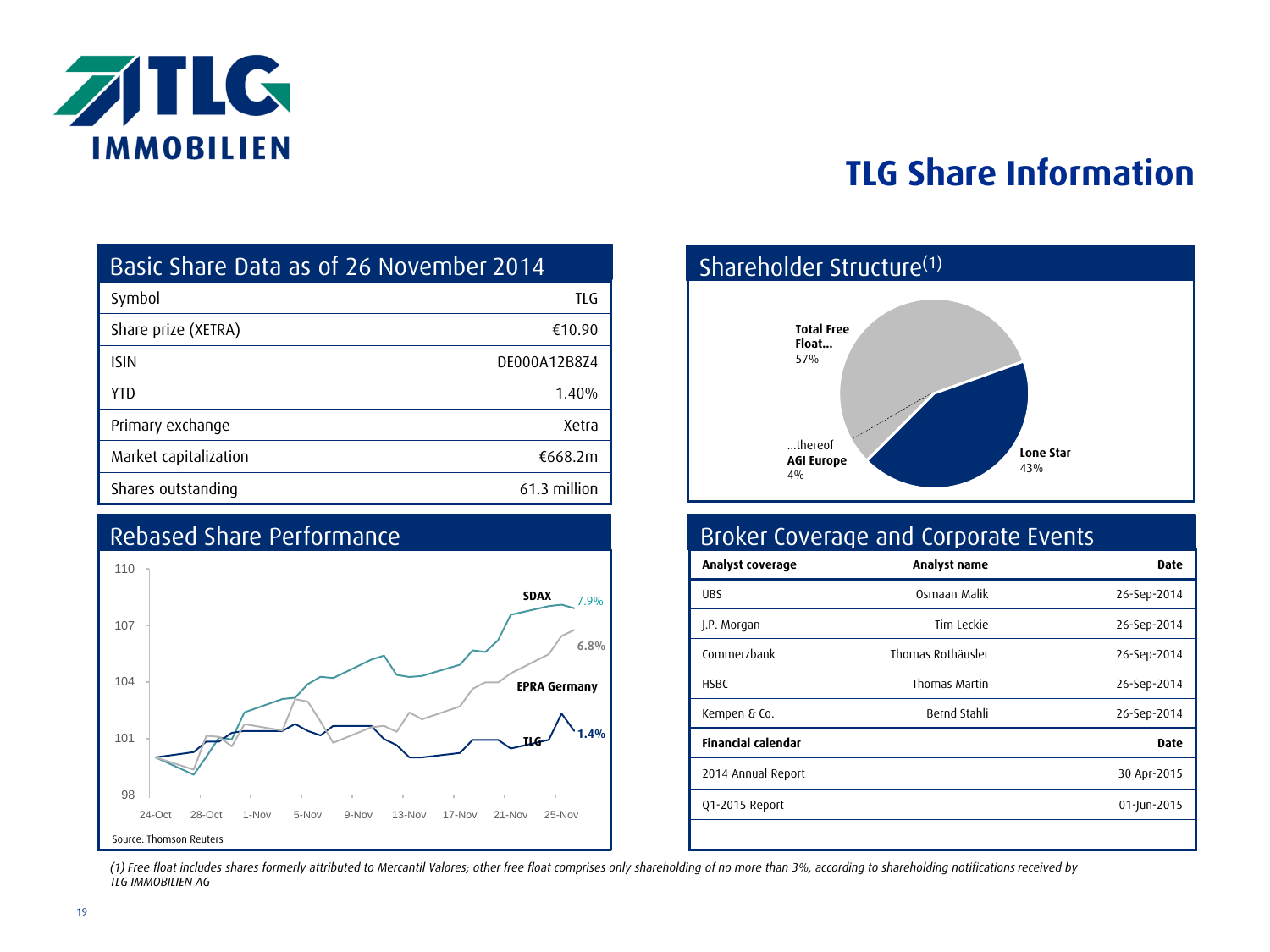# TLG Share Information

## Basic Share Data as of 26 November 2014

| | |
|---|---|
| Symbol | TLG |
| Share prize (XETRA) | €10.90 |
| ISIN | DE000A12B8Z4 |
| YTD | 1.40% |
| Primary exchange | Xetra |
| Market capitalization | €668.2m |
| Shares outstanding | 61.3 million |

## Shareholder Structure(1)

- Total Free Float… 57%
- …thereof AGI Europe 4%
- Lone Star 43%

## Rebased Share Performance

- SDAX 7.9%
- EPRA Germany 6.8%
- TLG 1.4%

Source: Thomson Reuters

## Broker Coverage and Corporate Events

| Analyst coverage | Analyst name | Date |
|---|---|---|
| UBS | Osmaan Malik | 26-Sep-2014 |
| J.P. Morgan | Tim Leckie | 26-Sep-2014 |
| Commerzbank | Thomas Rothäusler | 26-Sep-2014 |
| HSBC | Thomas Martin | 26-Sep-2014 |
| Kempen & Co. | Bernd Stahli | 26-Sep-2014 |
| **Financial calendar** | | **Date** |
| 2014 Annual Report | | 30 Apr-2015 |
| Q1-2015 Report | | 01-Jun-2015 |

*(1) Free float includes shares formerly attributed to Mercantil Valores; other free float comprises only shareholding of no more than 3%, according to shareholding notifications received by TLG IMMOBILIEN AG*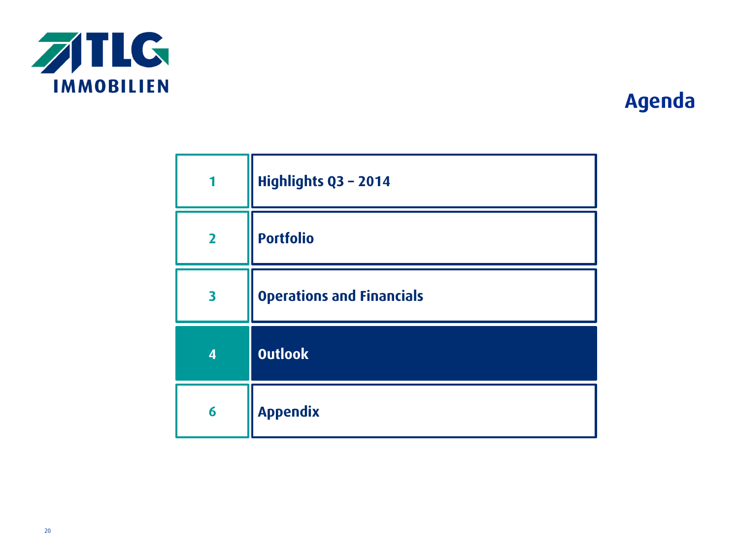TLG IMMOBILIEN

# Agenda

| | |
|---|---|
| 1 | Highlights Q3 – 2014 |
| 2 | Portfolio |
| 3 | Operations and Financials |
| 4 | **Outlook** |
| 6 | Appendix |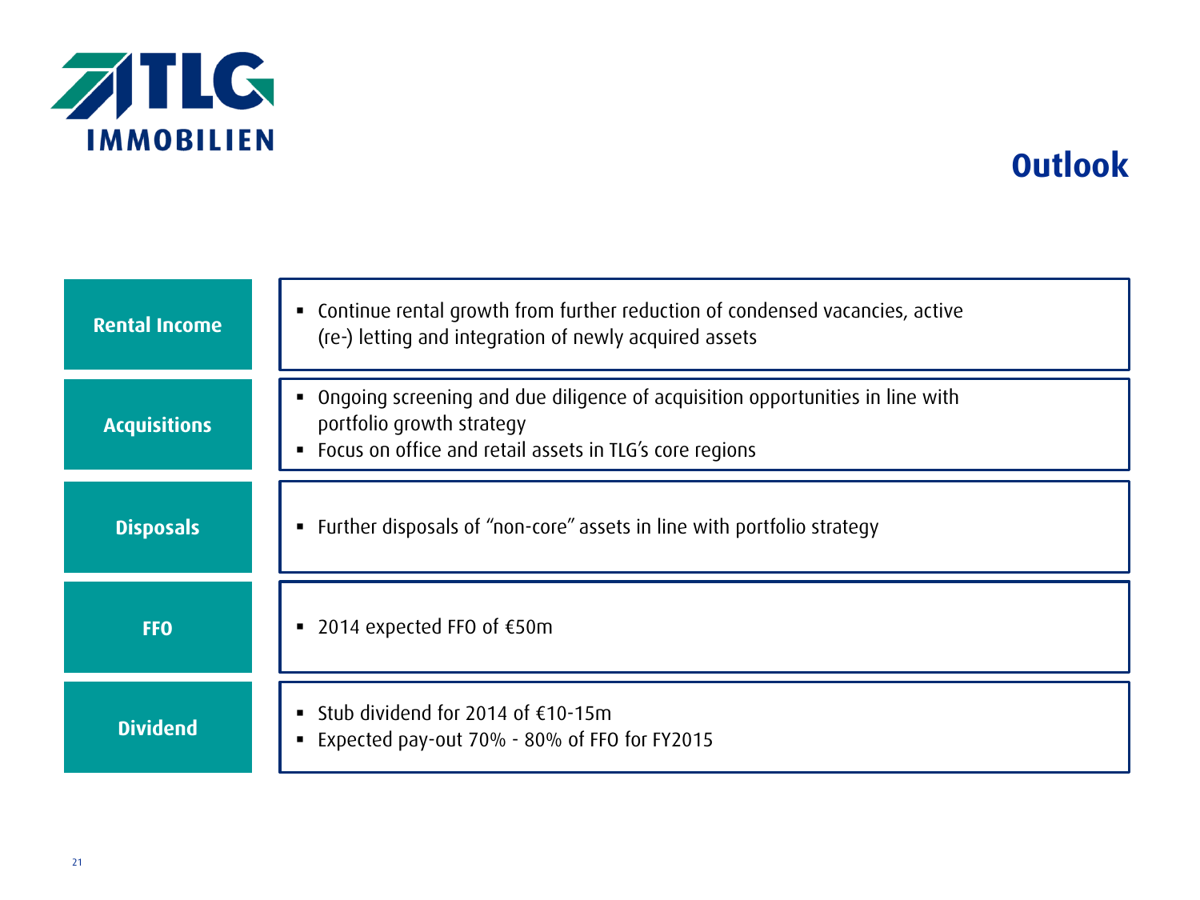# Outlook

| | |
|---|---|
| **Rental Income** | ▪ Continue rental growth from further reduction of condensed vacancies, active (re-) letting and integration of newly acquired assets |
| **Acquisitions** | ▪ Ongoing screening and due diligence of acquisition opportunities in line with portfolio growth strategy<br>▪ Focus on office and retail assets in TLG's core regions |
| **Disposals** | ▪ Further disposals of "non-core" assets in line with portfolio strategy |
| **FFO** | ▪ 2014 expected FFO of €50m |
| **Dividend** | ▪ Stub dividend for 2014 of €10-15m<br>▪ Expected pay-out 70% - 80% of FFO for FY2015 |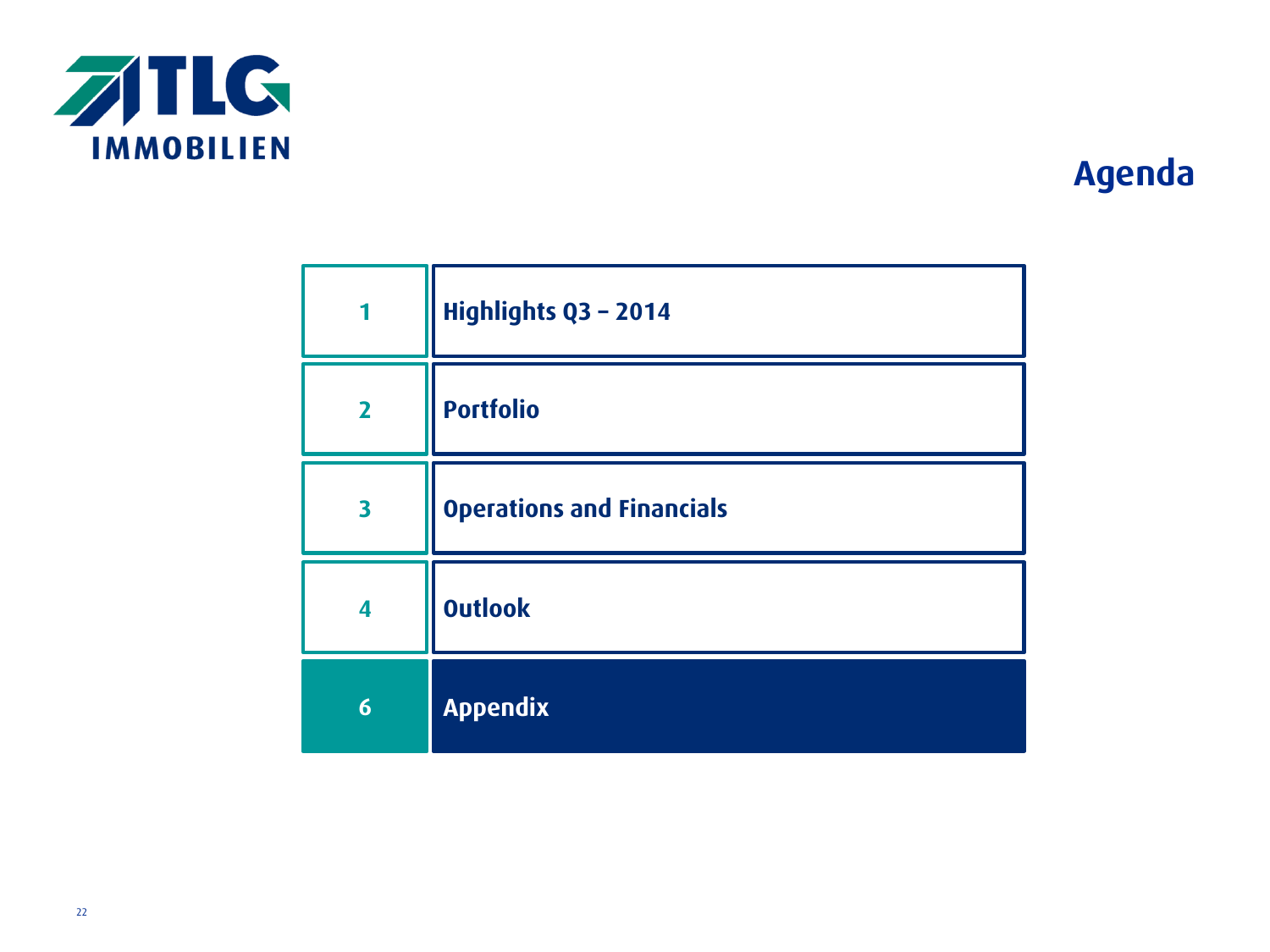# Agenda

| | |
|---|---|
| 1 | Highlights Q3 – 2014 |
| 2 | Portfolio |
| 3 | Operations and Financials |
| 4 | Outlook |
| 6 | **Appendix** |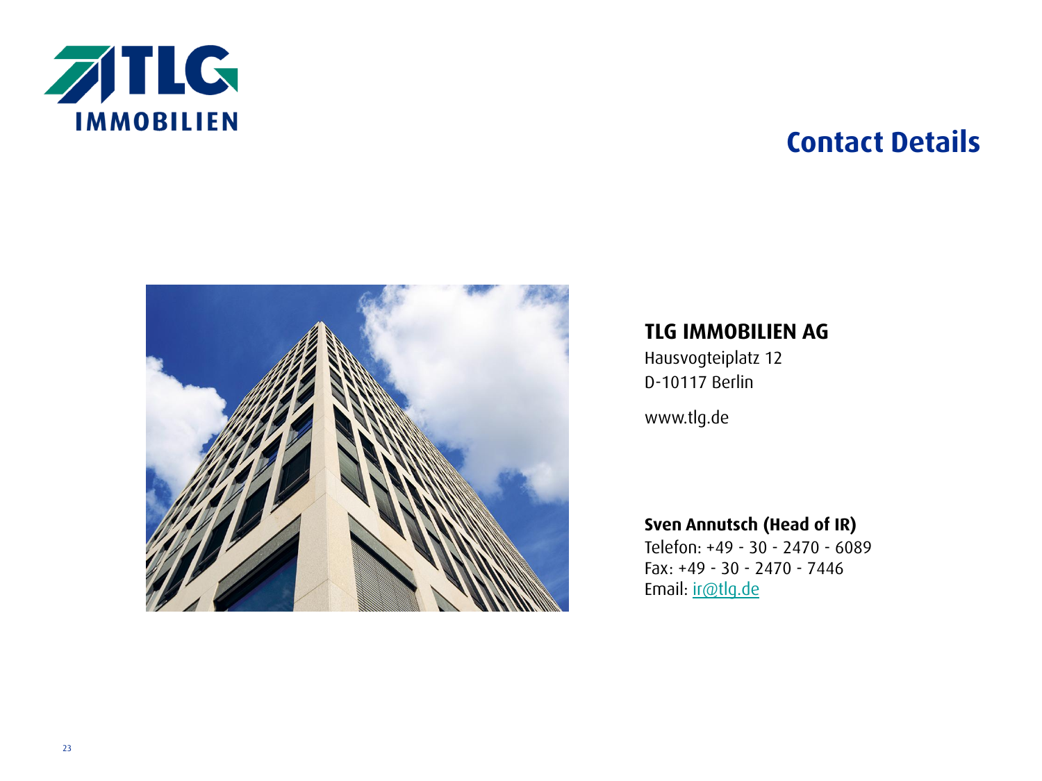# Contact Details

**TLG IMMOBILIEN AG**
Hausvogteiplatz 12
D-10117 Berlin

www.tlg.de

**Sven Annutsch (Head of IR)**
Telefon: +49 - 30 - 2470 - 6089
Fax: +49 - 30 - 2470 - 7446
Email: ir@tlg.de